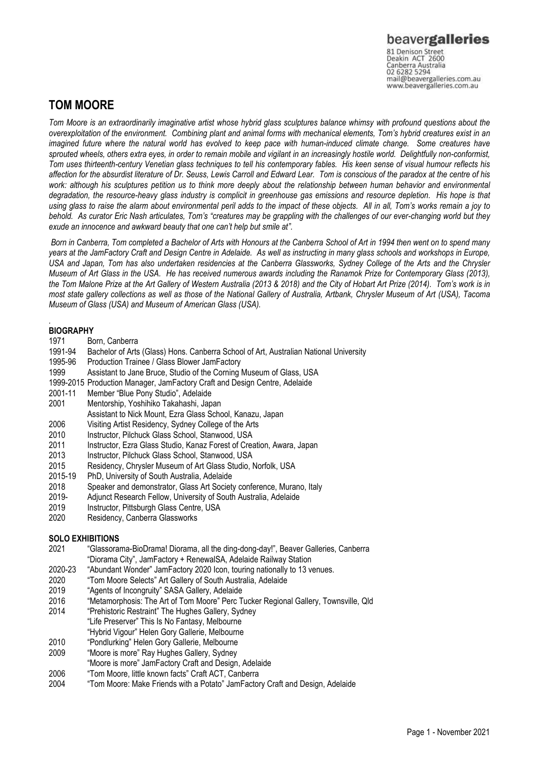beavergalleries
81 Denison Street
Deakin ACT 2600
Canberra Australia
02 6282 5294
mail@beavergalleries.com.au
www.beavergalleries.com.au

# TOM MOORE

*Tom Moore is an extraordinarily imaginative artist whose hybrid glass sculptures balance whimsy with profound questions about the overexploitation of the environment. Combining plant and animal forms with mechanical elements, Tom's hybrid creatures exist in an imagined future where the natural world has evolved to keep pace with human-induced climate change. Some creatures have sprouted wheels, others extra eyes, in order to remain mobile and vigilant in an increasingly hostile world. Delightfully non-conformist, Tom uses thirteenth-century Venetian glass techniques to tell his contemporary fables. His keen sense of visual humour reflects his affection for the absurdist literature of Dr. Seuss, Lewis Carroll and Edward Lear. Tom is conscious of the paradox at the centre of his work: although his sculptures petition us to think more deeply about the relationship between human behavior and environmental degradation, the resource-heavy glass industry is complicit in greenhouse gas emissions and resource depletion. His hope is that using glass to raise the alarm about environmental peril adds to the impact of these objects. All in all, Tom's works remain a joy to behold. As curator Eric Nash articulates, Tom's "creatures may be grappling with the challenges of our ever-changing world but they exude an innocence and awkward beauty that one can't help but smile at".*

*Born in Canberra, Tom completed a Bachelor of Arts with Honours at the Canberra School of Art in 1994 then went on to spend many years at the JamFactory Craft and Design Centre in Adelaide. As well as instructing in many glass schools and workshops in Europe, USA and Japan, Tom has also undertaken residencies at the Canberra Glassworks, Sydney College of the Arts and the Chrysler Museum of Art Glass in the USA. He has received numerous awards including the Ranamok Prize for Contemporary Glass (2013), the Tom Malone Prize at the Art Gallery of Western Australia (2013 & 2018) and the City of Hobart Art Prize (2014). Tom's work is in most state gallery collections as well as those of the National Gallery of Australia, Artbank, Chrysler Museum of Art (USA), Tacoma Museum of Glass (USA) and Museum of American Glass (USA).*

## BIOGRAPHY

1971 Born, Canberra
1991-94 Bachelor of Arts (Glass) Hons. Canberra School of Art, Australian National University
1995-96 Production Trainee / Glass Blower JamFactory
1999 Assistant to Jane Bruce, Studio of the Corning Museum of Glass, USA
1999-2015 Production Manager, JamFactory Craft and Design Centre, Adelaide
2001-11 Member "Blue Pony Studio", Adelaide
2001 Mentorship, Yoshihiko Takahashi, Japan
Assistant to Nick Mount, Ezra Glass School, Kanazu, Japan
2006 Visiting Artist Residency, Sydney College of the Arts
2010 Instructor, Pilchuck Glass School, Stanwood, USA
2011 Instructor, Ezra Glass Studio, Kanaz Forest of Creation, Awara, Japan
2013 Instructor, Pilchuck Glass School, Stanwood, USA
2015 Residency, Chrysler Museum of Art Glass Studio, Norfolk, USA
2015-19 PhD, University of South Australia, Adelaide
2018 Speaker and demonstrator, Glass Art Society conference, Murano, Italy
2019- Adjunct Research Fellow, University of South Australia, Adelaide
2019 Instructor, Pittsburgh Glass Centre, USA
2020 Residency, Canberra Glassworks

## SOLO EXHIBITIONS

2021 "Glassorama-BioDrama! Diorama, all the ding-dong-day!", Beaver Galleries, Canberra
"Diorama City", JamFactory + RenewalSA, Adelaide Railway Station
2020-23 "Abundant Wonder" JamFactory 2020 Icon, touring nationally to 13 venues.
2020 "Tom Moore Selects" Art Gallery of South Australia, Adelaide
2019 "Agents of Incongruity" SASA Gallery, Adelaide
2016 "Metamorphosis: The Art of Tom Moore" Perc Tucker Regional Gallery, Townsville, Qld
2014 "Prehistoric Restraint" The Hughes Gallery, Sydney
"Life Preserver" This Is No Fantasy, Melbourne
"Hybrid Vigour" Helen Gory Gallerie, Melbourne
2010 "Pondlurking" Helen Gory Gallerie, Melbourne
2009 "Moore is more" Ray Hughes Gallery, Sydney
"Moore is more" JamFactory Craft and Design, Adelaide
2006 "Tom Moore, little known facts" Craft ACT, Canberra
2004 "Tom Moore: Make Friends with a Potato" JamFactory Craft and Design, Adelaide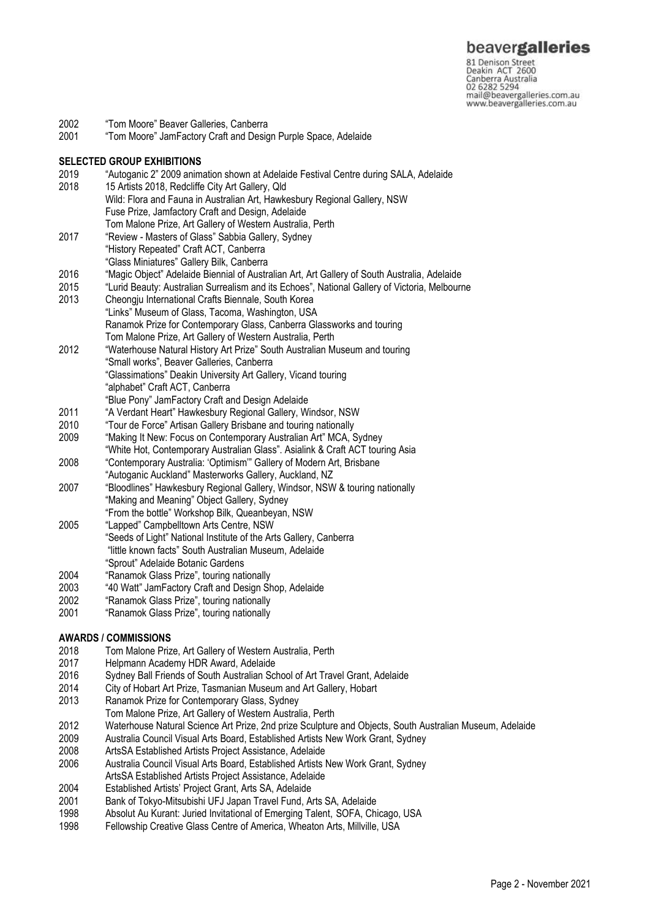2002 "Tom Moore" Beaver Galleries, Canberra
2001 "Tom Moore" JamFactory Craft and Design Purple Space, Adelaide

**SELECTED GROUP EXHIBITIONS**

2019 "Autoganic 2" 2009 animation shown at Adelaide Festival Centre during SALA, Adelaide
2018 15 Artists 2018, Redcliffe City Art Gallery, Qld
Wild: Flora and Fauna in Australian Art, Hawkesbury Regional Gallery, NSW
Fuse Prize, Jamfactory Craft and Design, Adelaide
Tom Malone Prize, Art Gallery of Western Australia, Perth
2017 "Review - Masters of Glass" Sabbia Gallery, Sydney
"History Repeated" Craft ACT, Canberra
"Glass Miniatures" Gallery Bilk, Canberra
2016 "Magic Object" Adelaide Biennial of Australian Art, Art Gallery of South Australia, Adelaide
2015 "Lurid Beauty: Australian Surrealism and its Echoes", National Gallery of Victoria, Melbourne
2013 Cheongju International Crafts Biennale, South Korea
"Links" Museum of Glass, Tacoma, Washington, USA
Ranamok Prize for Contemporary Glass, Canberra Glassworks and touring
Tom Malone Prize, Art Gallery of Western Australia, Perth
2012 "Waterhouse Natural History Art Prize" South Australian Museum and touring
"Small works", Beaver Galleries, Canberra
"Glassimations" Deakin University Art Gallery, Vicand touring
"alphabet" Craft ACT, Canberra
"Blue Pony" JamFactory Craft and Design Adelaide
2011 "A Verdant Heart" Hawkesbury Regional Gallery, Windsor, NSW
2010 "Tour de Force" Artisan Gallery Brisbane and touring nationally
2009 "Making It New: Focus on Contemporary Australian Art" MCA, Sydney
"White Hot, Contemporary Australian Glass". Asialink & Craft ACT touring Asia
2008 "Contemporary Australia: 'Optimism'" Gallery of Modern Art, Brisbane
"Autoganic Auckland" Masterworks Gallery, Auckland, NZ
2007 "Bloodlines" Hawkesbury Regional Gallery, Windsor, NSW & touring nationally
"Making and Meaning" Object Gallery, Sydney
"From the bottle" Workshop Bilk, Queanbeyan, NSW
2005 "Lapped" Campbelltown Arts Centre, NSW
"Seeds of Light" National Institute of the Arts Gallery, Canberra
"little known facts" South Australian Museum, Adelaide
"Sprout" Adelaide Botanic Gardens
2004 "Ranamok Glass Prize", touring nationally
2003 "40 Watt" JamFactory Craft and Design Shop, Adelaide
2002 "Ranamok Glass Prize", touring nationally
2001 "Ranamok Glass Prize", touring nationally

**AWARDS / COMMISSIONS**

2018 Tom Malone Prize, Art Gallery of Western Australia, Perth
2017 Helpmann Academy HDR Award, Adelaide
2016 Sydney Ball Friends of South Australian School of Art Travel Grant, Adelaide
2014 City of Hobart Art Prize, Tasmanian Museum and Art Gallery, Hobart
2013 Ranamok Prize for Contemporary Glass, Sydney
Tom Malone Prize, Art Gallery of Western Australia, Perth
2012 Waterhouse Natural Science Art Prize, 2nd prize Sculpture and Objects, South Australian Museum, Adelaide
2009 Australia Council Visual Arts Board, Established Artists New Work Grant, Sydney
2008 ArtsSA Established Artists Project Assistance, Adelaide
2006 Australia Council Visual Arts Board, Established Artists New Work Grant, Sydney
ArtsSA Established Artists Project Assistance, Adelaide
2004 Established Artists' Project Grant, Arts SA, Adelaide
2001 Bank of Tokyo-Mitsubishi UFJ Japan Travel Fund, Arts SA, Adelaide
1998 Absolut Au Kurant: Juried Invitational of Emerging Talent, SOFA, Chicago, USA
1998 Fellowship Creative Glass Centre of America, Wheaton Arts, Millville, USA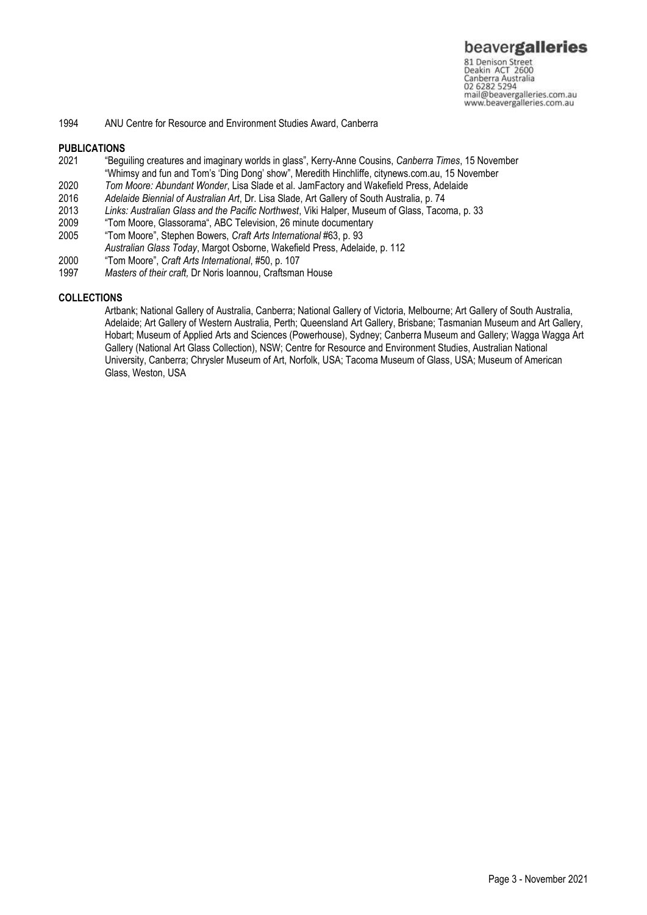1994 ANU Centre for Resource and Environment Studies Award, Canberra

## PUBLICATIONS

2021 "Beguiling creatures and imaginary worlds in glass", Kerry-Anne Cousins, *Canberra Times*, 15 November
"Whimsy and fun and Tom's 'Ding Dong' show", Meredith Hinchliffe, citynews.com.au, 15 November

2020 *Tom Moore: Abundant Wonder*, Lisa Slade et al. JamFactory and Wakefield Press, Adelaide

2016 *Adelaide Biennial of Australian Art*, Dr. Lisa Slade, Art Gallery of South Australia, p. 74

2013 *Links: Australian Glass and the Pacific Northwest*, Viki Halper, Museum of Glass, Tacoma, p. 33

2009 "Tom Moore, Glassorama", ABC Television, 26 minute documentary

2005 "Tom Moore", Stephen Bowers, *Craft Arts International* #63, p. 93
*Australian Glass Today*, Margot Osborne, Wakefield Press, Adelaide, p. 112

2000 "Tom Moore", *Craft Arts International*, #50, p. 107

1997 *Masters of their craft,* Dr Noris Ioannou, Craftsman House

## COLLECTIONS

Artbank; National Gallery of Australia, Canberra; National Gallery of Victoria, Melbourne; Art Gallery of South Australia, Adelaide; Art Gallery of Western Australia, Perth; Queensland Art Gallery, Brisbane; Tasmanian Museum and Art Gallery, Hobart; Museum of Applied Arts and Sciences (Powerhouse), Sydney; Canberra Museum and Gallery; Wagga Wagga Art Gallery (National Art Glass Collection), NSW; Centre for Resource and Environment Studies, Australian National University, Canberra; Chrysler Museum of Art, Norfolk, USA; Tacoma Museum of Glass, USA; Museum of American Glass, Weston, USA